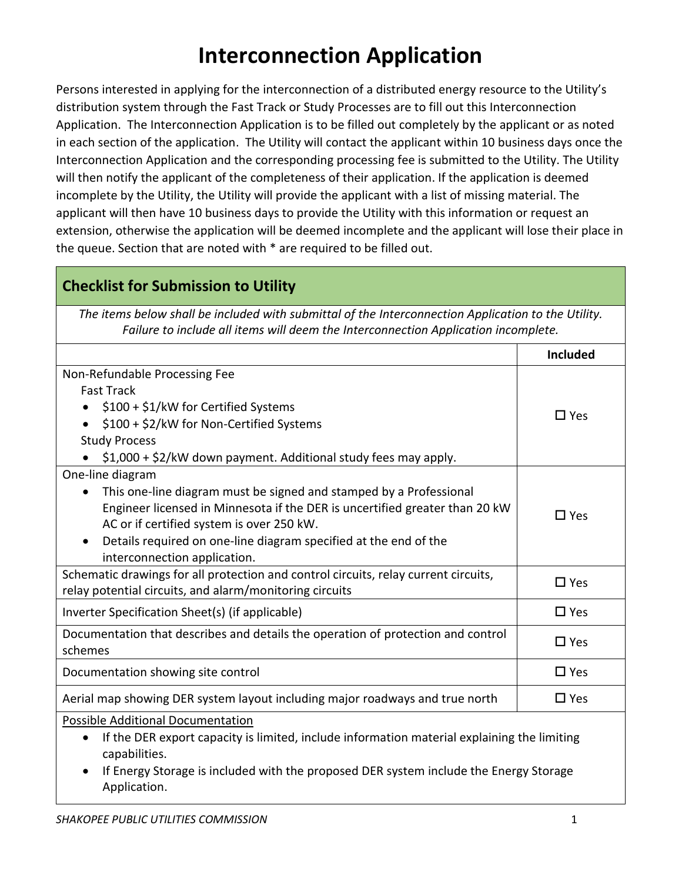# Interconnection Application

Persons interested in applying for the interconnection of a distributed energy resource to the Utility's distribution system through the Fast Track or Study Processes are to fill out this Interconnection Application. The Interconnection Application is to be filled out completely by the applicant or as noted in each section of the application. The Utility will contact the applicant within 10 business days once the Interconnection Application and the corresponding processing fee is submitted to the Utility. The Utility will then notify the applicant of the completeness of their application. If the application is deemed incomplete by the Utility, the Utility will provide the applicant with a list of missing material. The applicant will then have 10 business days to provide the Utility with this information or request an extension, otherwise the application will be deemed incomplete and the applicant will lose their place in the queue. Section that are noted with * are required to be filled out.

## Checklist for Submission to Utility

*The items below shall be included with submittal of the Interconnection Application to the Utility. Failure to include all items will deem the Interconnection Application incomplete.*

| | Included |
|---|---|
| Non-Refundable Processing Fee<br>Fast Track<br>• $100 + $1/kW for Certified Systems<br>• $100 + $2/kW for Non-Certified Systems<br>Study Process<br>• $1,000 + $2/kW down payment. Additional study fees may apply. | ☐ Yes |
| One-line diagram<br>• This one-line diagram must be signed and stamped by a Professional Engineer licensed in Minnesota if the DER is uncertified greater than 20 kW AC or if certified system is over 250 kW.<br>• Details required on one-line diagram specified at the end of the interconnection application. | ☐ Yes |
| Schematic drawings for all protection and control circuits, relay current circuits, relay potential circuits, and alarm/monitoring circuits | ☐ Yes |
| Inverter Specification Sheet(s) (if applicable) | ☐ Yes |
| Documentation that describes and details the operation of protection and control schemes | ☐ Yes |
| Documentation showing site control | ☐ Yes |
| Aerial map showing DER system layout including major roadways and true north | ☐ Yes |

Possible Additional Documentation

- If the DER export capacity is limited, include information material explaining the limiting capabilities.
- If Energy Storage is included with the proposed DER system include the Energy Storage Application.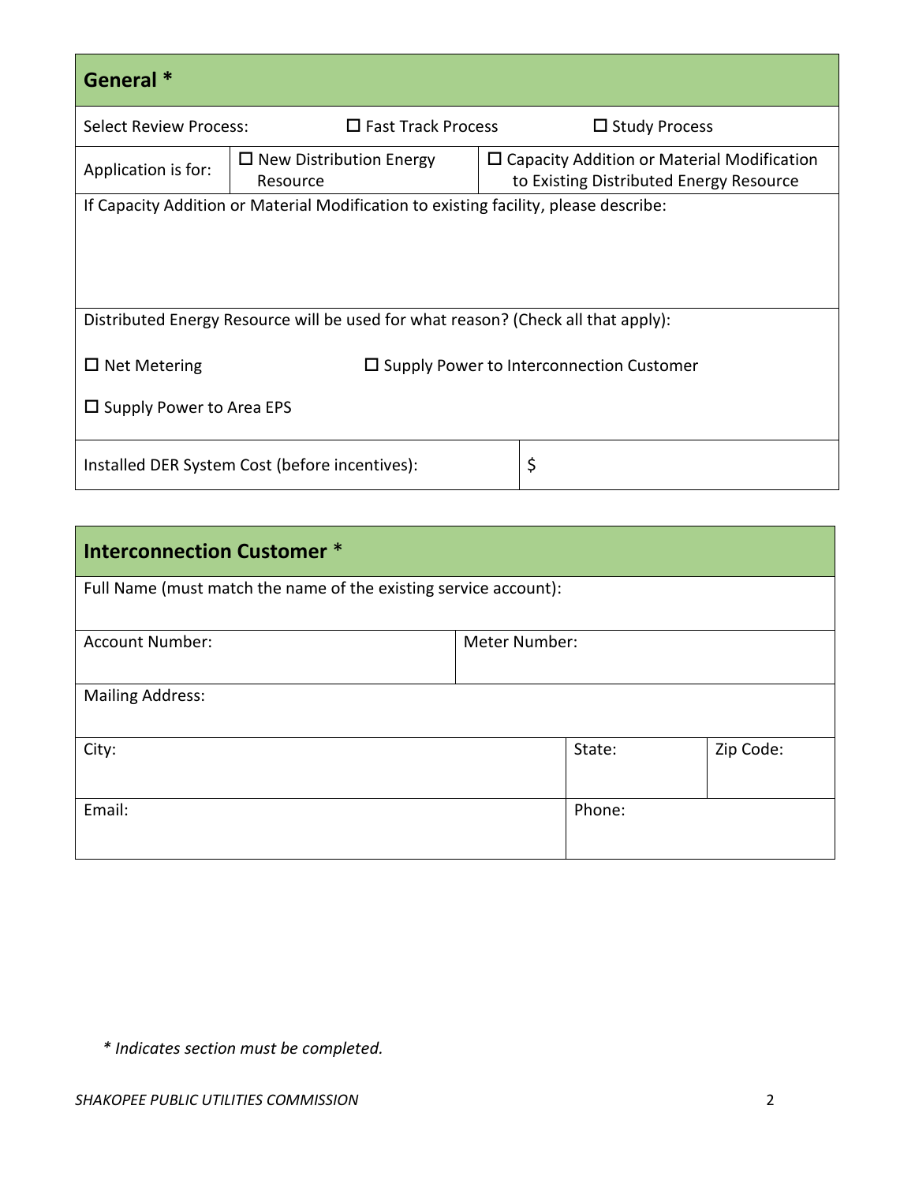## General *

| Select Review Process: | ☐ Fast Track Process | ☐ Study Process |
|---|---|---|
| Application is for: | ☐ New Distribution Energy Resource | ☐ Capacity Addition or Material Modification to Existing Distributed Energy Resource |

If Capacity Addition or Material Modification to existing facility, please describe:

Distributed Energy Resource will be used for what reason? (Check all that apply):

☐ Net Metering ☐ Supply Power to Interconnection Customer

☐ Supply Power to Area EPS

| Installed DER System Cost (before incentives): | $ |
|---|---|

## Interconnection Customer *

Full Name (must match the name of the existing service account):

| Account Number: | Meter Number: |
|---|---|

Mailing Address:

| City: | State: | Zip Code: |
|---|---|---|

| Email: | Phone: |
|---|---|

*\* Indicates section must be completed.*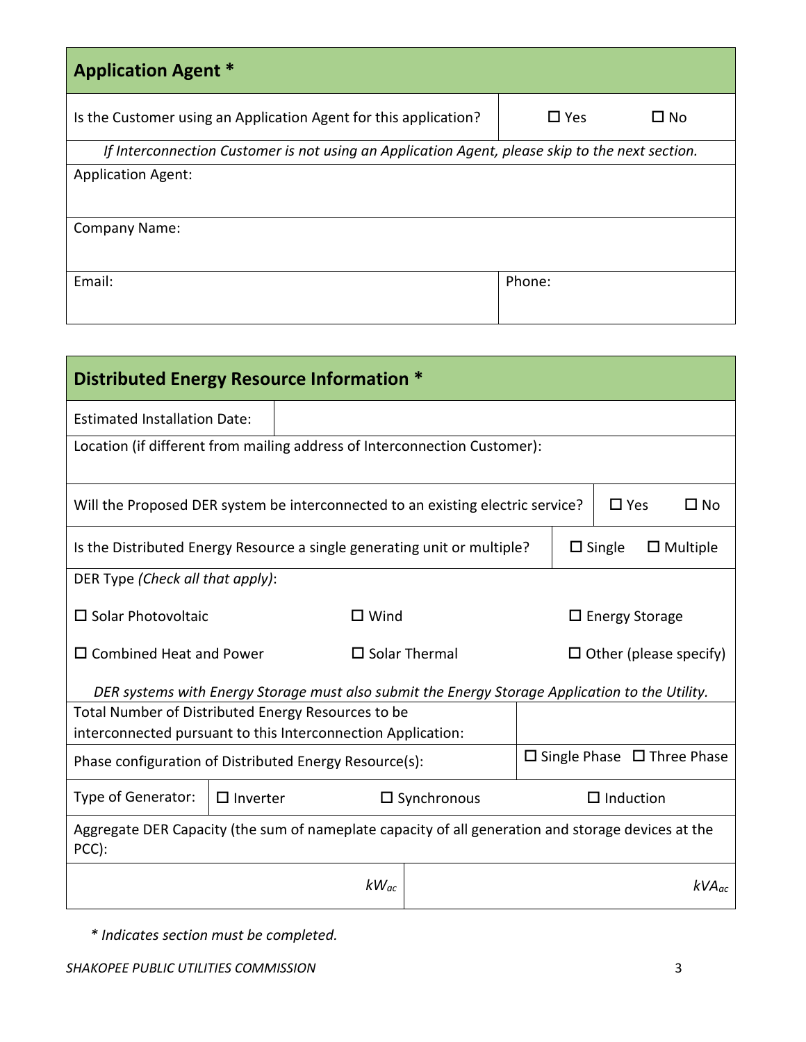## Application Agent *

| Is the Customer using an Application Agent for this application? | ☐ Yes ☐ No |
|---|---|
| *If Interconnection Customer is not using an Application Agent, please skip to the next section.* | |
| Application Agent: | |
| Company Name: | |
| Email: | Phone: |

## Distributed Energy Resource Information *

| Estimated Installation Date: | | | |
|---|---|---|---|
| Location (if different from mailing address of Interconnection Customer): | | | |
| Will the Proposed DER system be interconnected to an existing electric service? | | | ☐ Yes ☐ No |
| Is the Distributed Energy Resource a single generating unit or multiple? | | | ☐ Single ☐ Multiple |
| DER Type *(Check all that apply)*: | | | |
| ☐ Solar Photovoltaic | ☐ Wind | | ☐ Energy Storage |
| ☐ Combined Heat and Power | ☐ Solar Thermal | | ☐ Other (please specify) |
| *DER systems with Energy Storage must also submit the Energy Storage Application to the Utility.* | | | |
| Total Number of Distributed Energy Resources to be interconnected pursuant to this Interconnection Application: | | | |
| Phase configuration of Distributed Energy Resource(s): | | | ☐ Single Phase ☐ Three Phase |
| Type of Generator: | ☐ Inverter | ☐ Synchronous | ☐ Induction |
| Aggregate DER Capacity (the sum of nameplate capacity of all generation and storage devices at the PCC): | | | |
| $kW_{ac}$ | | $kVA_{ac}$ | |

*\* Indicates section must be completed.*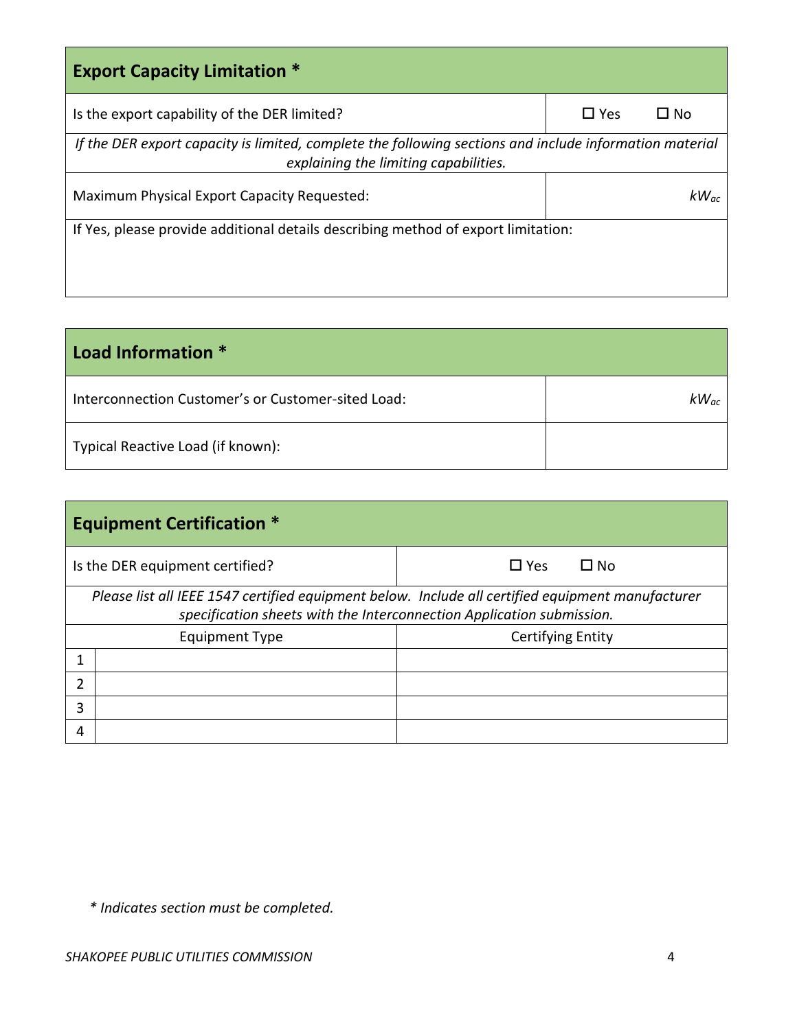| **Export Capacity Limitation *** | |
|---|---|
| Is the export capability of the DER limited? | ☐ Yes ☐ No |
| *If the DER export capacity is limited, complete the following sections and include information material explaining the limiting capabilities.* | |
| Maximum Physical Export Capacity Requested: | $kW_{ac}$ |
| If Yes, please provide additional details describing method of export limitation: | |

| **Load Information *** | |
|---|---|
| Interconnection Customer's or Customer-sited Load: | $kW_{ac}$ |
| Typical Reactive Load (if known): | |

| **Equipment Certification *** | | |
|---|---|---|
| Is the DER equipment certified? | | ☐ Yes ☐ No |
| *Please list all IEEE 1547 certified equipment below. Include all certified equipment manufacturer specification sheets with the Interconnection Application submission.* | | |
| | Equipment Type | Certifying Entity |
| 1 | | |
| 2 | | |
| 3 | | |
| 4 | | |

*\* Indicates section must be completed.*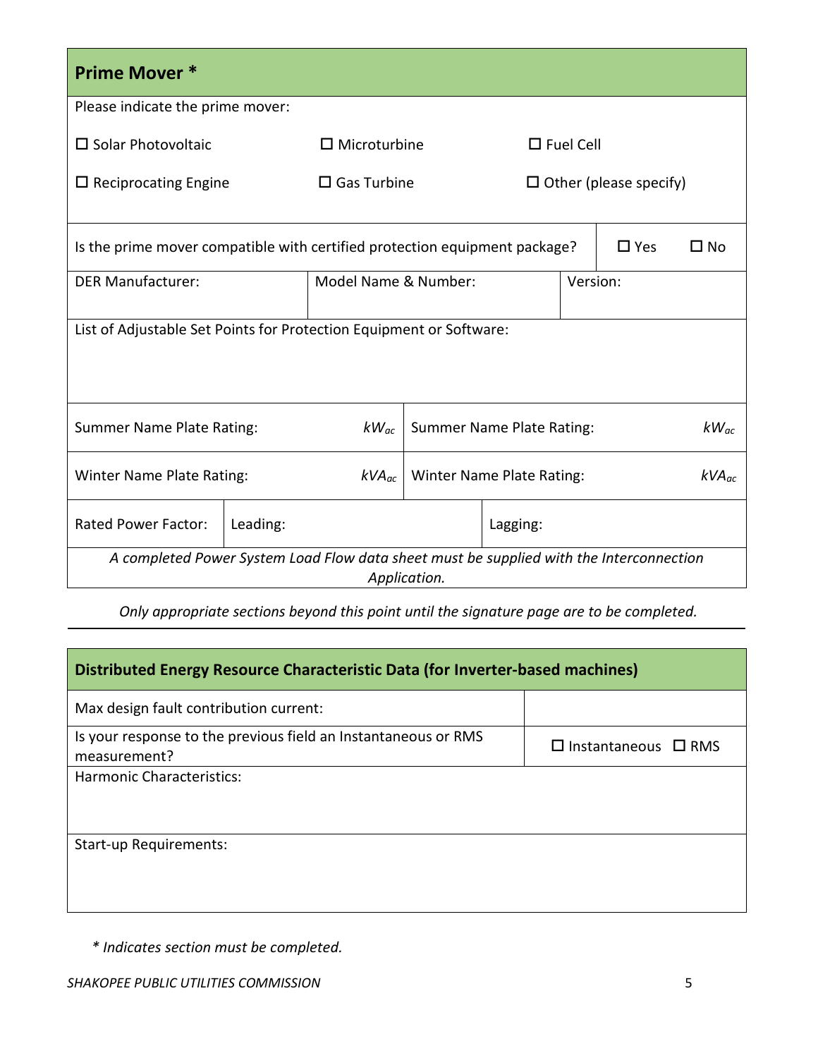## Prime Mover *

Please indicate the prime mover:

| | | |
|---|---|---|
| ☐ Solar Photovoltaic | ☐ Microturbine | ☐ Fuel Cell |
| ☐ Reciprocating Engine | ☐ Gas Turbine | ☐ Other (please specify) |

| | |
|---|---|
| Is the prime mover compatible with certified protection equipment package? | ☐ Yes ☐ No |

| DER Manufacturer: | Model Name & Number: | Version: |
|---|---|---|
| | | |

List of Adjustable Set Points for Protection Equipment or Software:

| | | | |
|---|---|---|---|
| Summer Name Plate Rating: | $kW_{ac}$ | Summer Name Plate Rating: | $kW_{ac}$ |
| Winter Name Plate Rating: | $kVA_{ac}$ | Winter Name Plate Rating: | $kVA_{ac}$ |

| Rated Power Factor: | Leading: | Lagging: |
|---|---|---|

*A completed Power System Load Flow data sheet must be supplied with the Interconnection Application.*

*Only appropriate sections beyond this point until the signature page are to be completed.*

---

## Distributed Energy Resource Characteristic Data (for Inverter-based machines)

| | |
|---|---|
| Max design fault contribution current: | |
| Is your response to the previous field an Instantaneous or RMS measurement? | ☐ Instantaneous ☐ RMS |

Harmonic Characteristics:

Start-up Requirements:

*\* Indicates section must be completed.*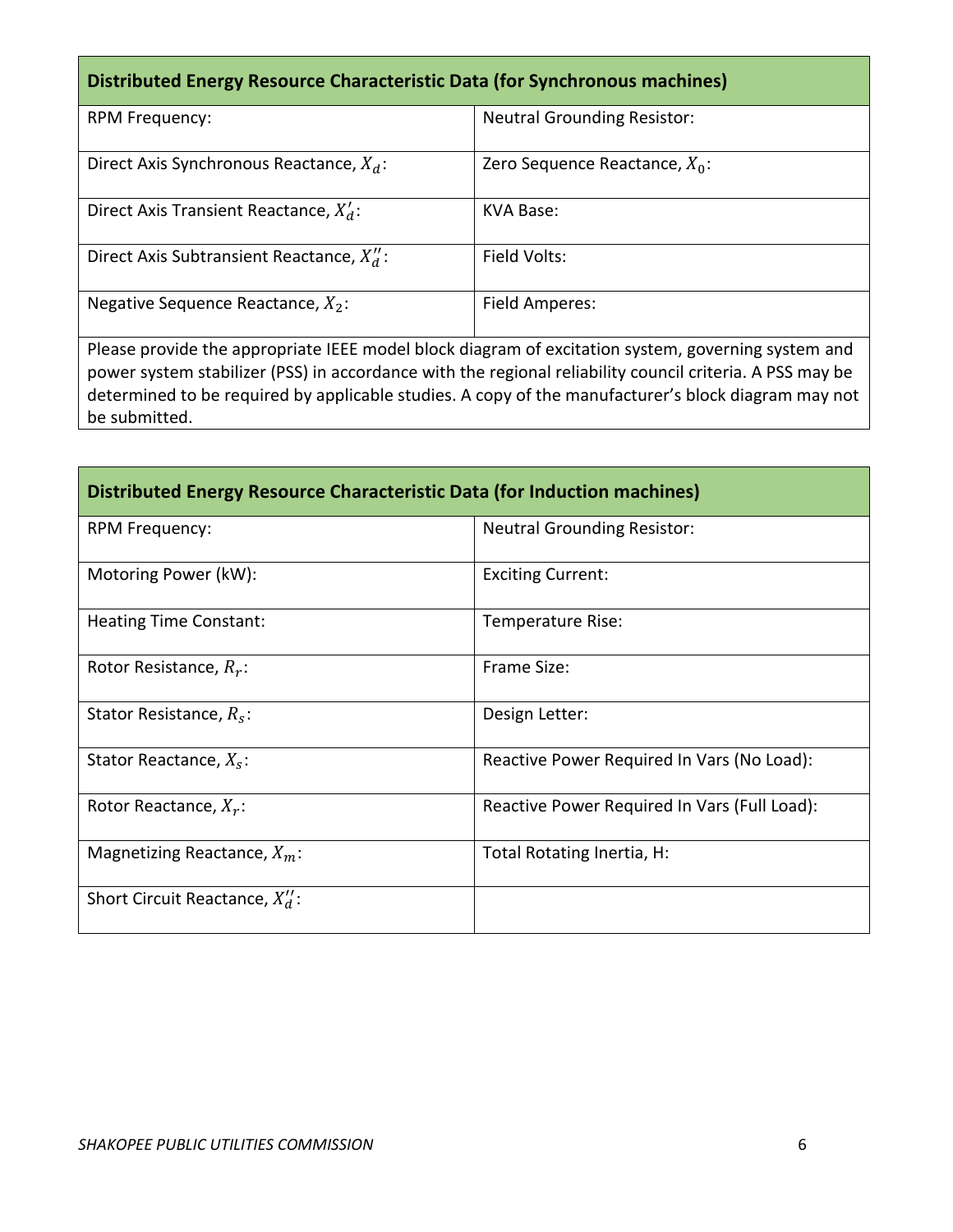| Distributed Energy Resource Characteristic Data (for Synchronous machines) | |
|---|---|
| RPM Frequency: | Neutral Grounding Resistor: |
| Direct Axis Synchronous Reactance, $X_d$: | Zero Sequence Reactance, $X_0$: |
| Direct Axis Transient Reactance, $X'_d$: | KVA Base: |
| Direct Axis Subtransient Reactance, $X''_d$: | Field Volts: |
| Negative Sequence Reactance, $X_2$: | Field Amperes: |
| Please provide the appropriate IEEE model block diagram of excitation system, governing system and power system stabilizer (PSS) in accordance with the regional reliability council criteria. A PSS may be determined to be required by applicable studies. A copy of the manufacturer's block diagram may not be submitted. | |

| Distributed Energy Resource Characteristic Data (for Induction machines) | |
|---|---|
| RPM Frequency: | Neutral Grounding Resistor: |
| Motoring Power (kW): | Exciting Current: |
| Heating Time Constant: | Temperature Rise: |
| Rotor Resistance, $R_r$: | Frame Size: |
| Stator Resistance, $R_s$: | Design Letter: |
| Stator Reactance, $X_s$: | Reactive Power Required In Vars (No Load): |
| Rotor Reactance, $X_r$: | Reactive Power Required In Vars (Full Load): |
| Magnetizing Reactance, $X_m$: | Total Rotating Inertia, H: |
| Short Circuit Reactance, $X''_d$: | |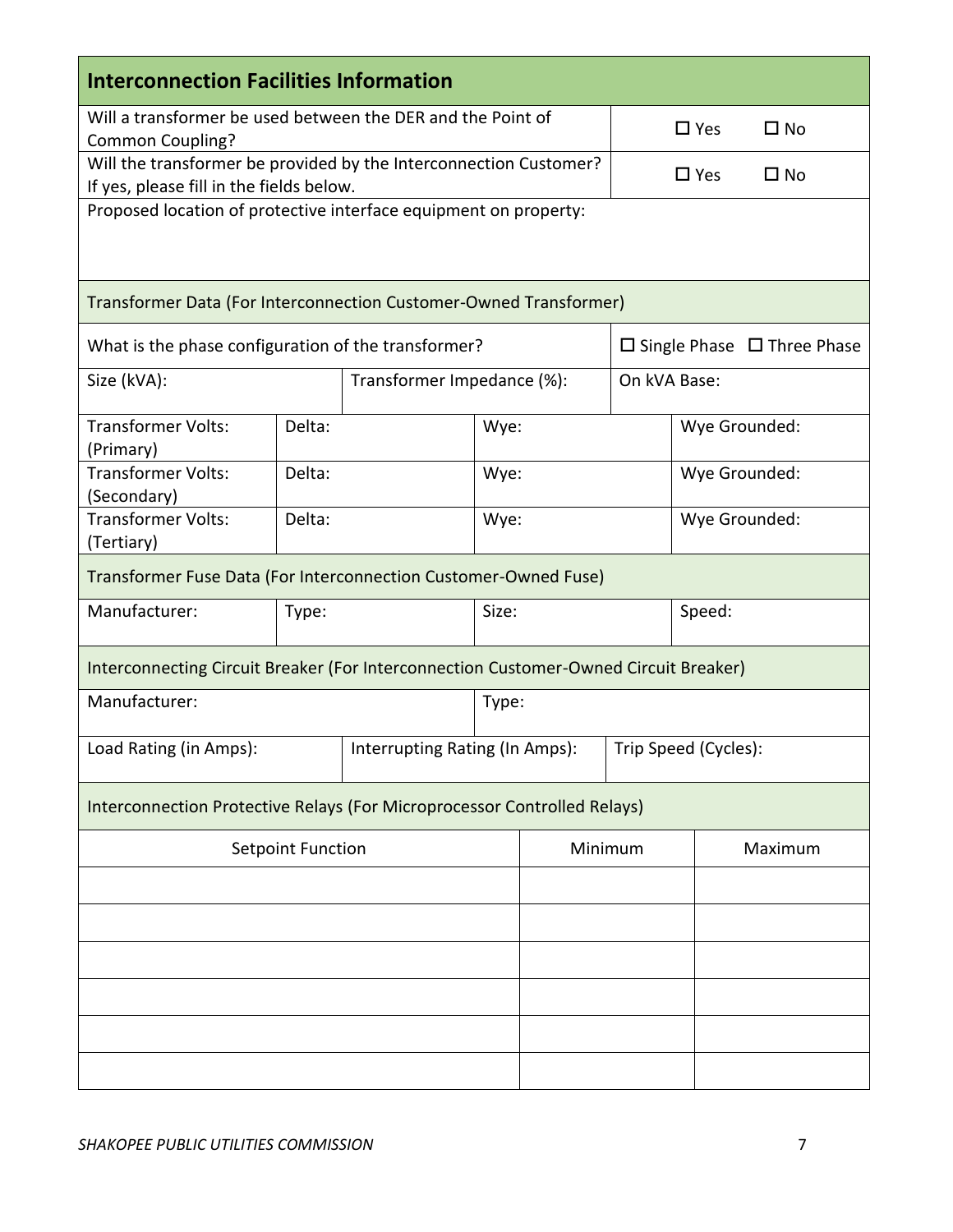## Interconnection Facilities Information

| | |
|---|---|
| Will a transformer be used between the DER and the Point of Common Coupling? | ☐ Yes ☐ No |
| Will the transformer be provided by the Interconnection Customer? If yes, please fill in the fields below. | ☐ Yes ☐ No |

Proposed location of protective interface equipment on property:

### Transformer Data (For Interconnection Customer-Owned Transformer)

| | |
|---|---|
| What is the phase configuration of the transformer? | ☐ Single Phase ☐ Three Phase |

| Size (kVA): | Transformer Impedance (%): | On kVA Base: |
|---|---|---|

| | | | |
|---|---|---|---|
| Transformer Volts: (Primary) | Delta: | Wye: | Wye Grounded: |
| Transformer Volts: (Secondary) | Delta: | Wye: | Wye Grounded: |
| Transformer Volts: (Tertiary) | Delta: | Wye: | Wye Grounded: |

### Transformer Fuse Data (For Interconnection Customer-Owned Fuse)

| Manufacturer: | Type: | Size: | Speed: |
|---|---|---|---|

### Interconnecting Circuit Breaker (For Interconnection Customer-Owned Circuit Breaker)

| Manufacturer: | Type: |
|---|---|

| Load Rating (in Amps): | Interrupting Rating (In Amps): | Trip Speed (Cycles): |
|---|---|---|

### Interconnection Protective Relays (For Microprocessor Controlled Relays)

| Setpoint Function | Minimum | Maximum |
|---|---|---|
| | | |
| | | |
| | | |
| | | |
| | | |
| | | |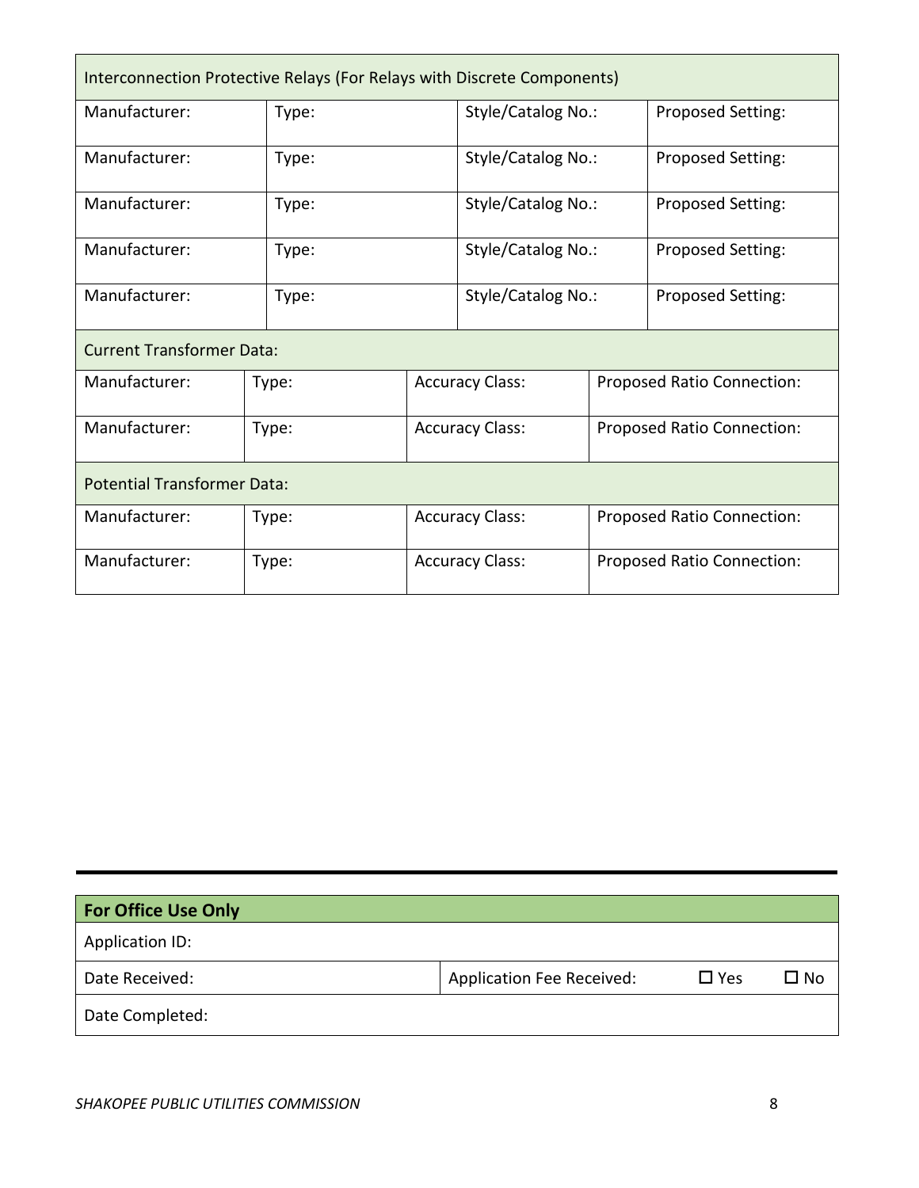| Interconnection Protective Relays (For Relays with Discrete Components) | | | |
|---|---|---|---|
| Manufacturer: | Type: | Style/Catalog No.: | Proposed Setting: |
| Manufacturer: | Type: | Style/Catalog No.: | Proposed Setting: |
| Manufacturer: | Type: | Style/Catalog No.: | Proposed Setting: |
| Manufacturer: | Type: | Style/Catalog No.: | Proposed Setting: |
| Manufacturer: | Type: | Style/Catalog No.: | Proposed Setting: |

| Current Transformer Data: | | | |
|---|---|---|---|
| Manufacturer: | Type: | Accuracy Class: | Proposed Ratio Connection: |
| Manufacturer: | Type: | Accuracy Class: | Proposed Ratio Connection: |

| Potential Transformer Data: | | | |
|---|---|---|---|
| Manufacturer: | Type: | Accuracy Class: | Proposed Ratio Connection: |
| Manufacturer: | Type: | Accuracy Class: | Proposed Ratio Connection: |

| **For Office Use Only** | |
|---|---|
| Application ID: | |
| Date Received: | Application Fee Received: ☐ Yes ☐ No |
| Date Completed: | |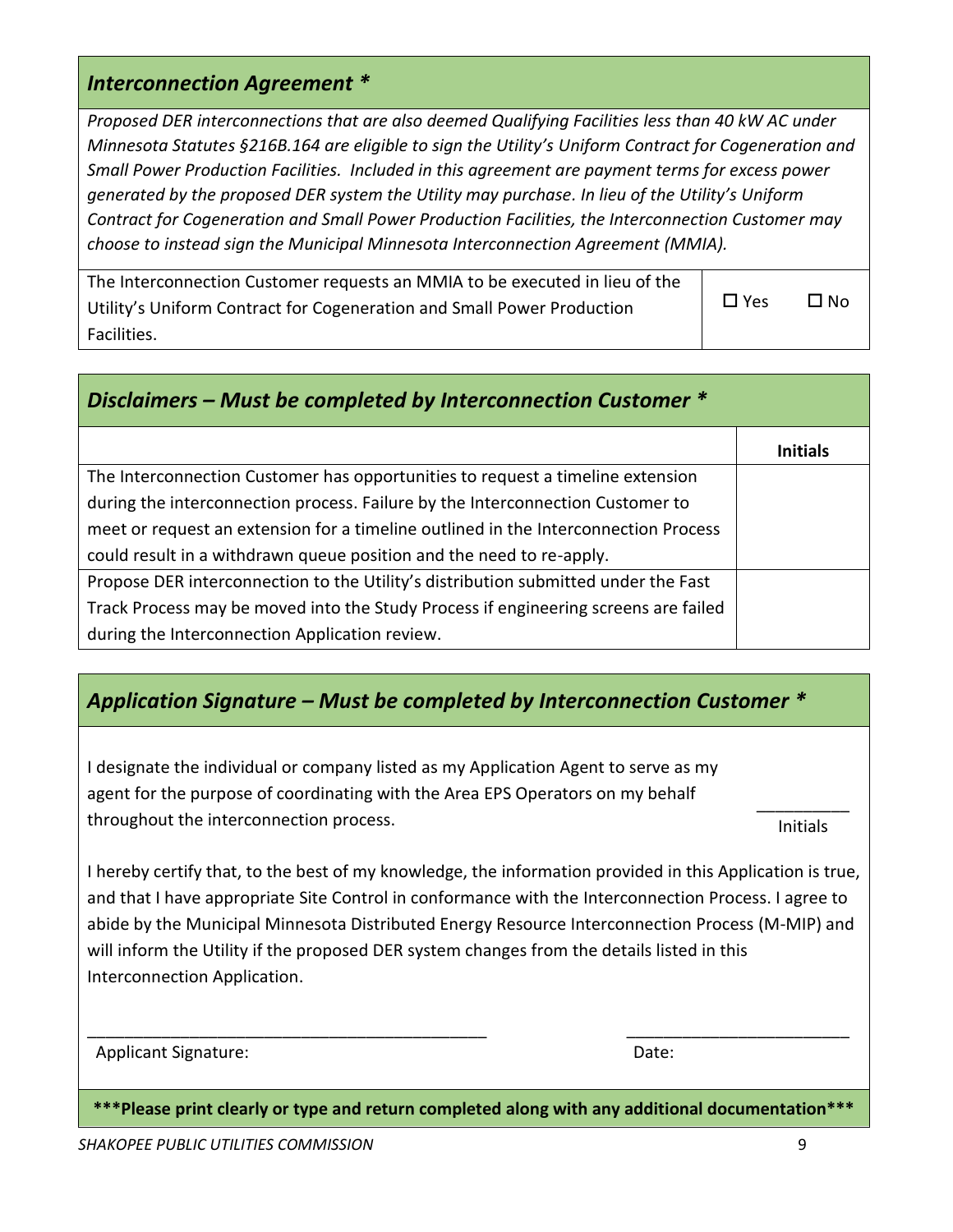## *Interconnection Agreement \**

*Proposed DER interconnections that are also deemed Qualifying Facilities less than 40 kW AC under Minnesota Statutes §216B.164 are eligible to sign the Utility's Uniform Contract for Cogeneration and Small Power Production Facilities. Included in this agreement are payment terms for excess power generated by the proposed DER system the Utility may purchase. In lieu of the Utility's Uniform Contract for Cogeneration and Small Power Production Facilities, the Interconnection Customer may choose to instead sign the Municipal Minnesota Interconnection Agreement (MMIA).*

| | |
|---|---|
| The Interconnection Customer requests an MMIA to be executed in lieu of the Utility's Uniform Contract for Cogeneration and Small Power Production Facilities. | ☐ Yes ☐ No |

## *Disclaimers – Must be completed by Interconnection Customer \**

| | **Initials** |
|---|---|
| The Interconnection Customer has opportunities to request a timeline extension during the interconnection process. Failure by the Interconnection Customer to meet or request an extension for a timeline outlined in the Interconnection Process could result in a withdrawn queue position and the need to re-apply. | |
| Propose DER interconnection to the Utility's distribution submitted under the Fast Track Process may be moved into the Study Process if engineering screens are failed during the Interconnection Application review. | |

## *Application Signature – Must be completed by Interconnection Customer \**

I designate the individual or company listed as my Application Agent to serve as my agent for the purpose of coordinating with the Area EPS Operators on my behalf throughout the interconnection process.

__________
Initials

I hereby certify that, to the best of my knowledge, the information provided in this Application is true, and that I have appropriate Site Control in conformance with the Interconnection Process. I agree to abide by the Municipal Minnesota Distributed Energy Resource Interconnection Process (M-MIP) and will inform the Utility if the proposed DER system changes from the details listed in this Interconnection Application.

_____________________________________________ &nbsp;&nbsp;&nbsp;&nbsp;&nbsp;&nbsp;&nbsp;&nbsp; _________________________
Applicant Signature: &nbsp;&nbsp;&nbsp;&nbsp;&nbsp;&nbsp;&nbsp;&nbsp;&nbsp;&nbsp;&nbsp;&nbsp;&nbsp;&nbsp;&nbsp;&nbsp;&nbsp;&nbsp;&nbsp;&nbsp;&nbsp;&nbsp;&nbsp;&nbsp;&nbsp;&nbsp;&nbsp;&nbsp;&nbsp;&nbsp;&nbsp;&nbsp;&nbsp;&nbsp;&nbsp;&nbsp;&nbsp;&nbsp; Date:

**\*\*\*Please print clearly or type and return completed along with any additional documentation\*\*\***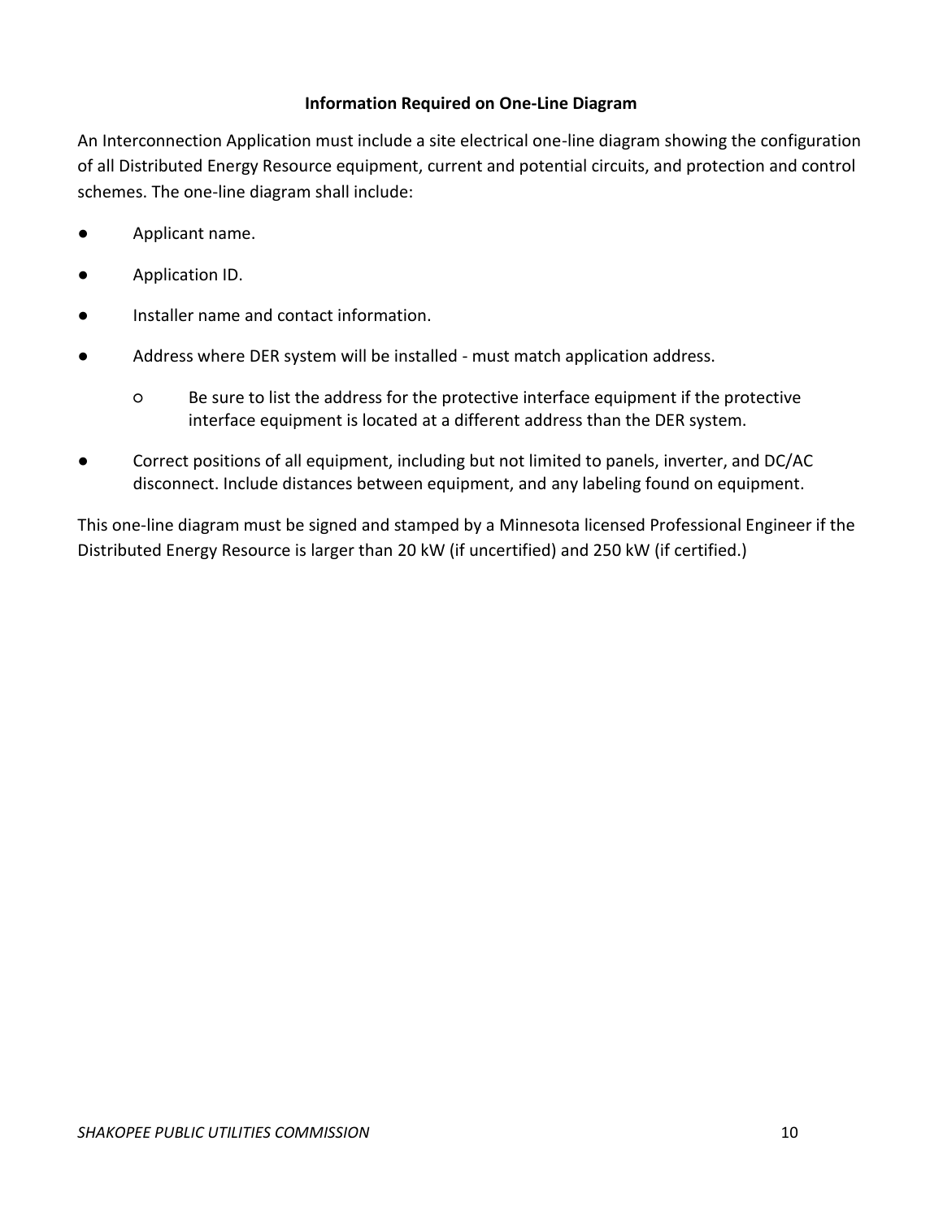**Information Required on One-Line Diagram**

An Interconnection Application must include a site electrical one-line diagram showing the configuration of all Distributed Energy Resource equipment, current and potential circuits, and protection and control schemes. The one-line diagram shall include:

- Applicant name.
- Application ID.
- Installer name and contact information.
- Address where DER system will be installed - must match application address.
  - Be sure to list the address for the protective interface equipment if the protective interface equipment is located at a different address than the DER system.
- Correct positions of all equipment, including but not limited to panels, inverter, and DC/AC disconnect. Include distances between equipment, and any labeling found on equipment.

This one-line diagram must be signed and stamped by a Minnesota licensed Professional Engineer if the Distributed Energy Resource is larger than 20 kW (if uncertified) and 250 kW (if certified.)